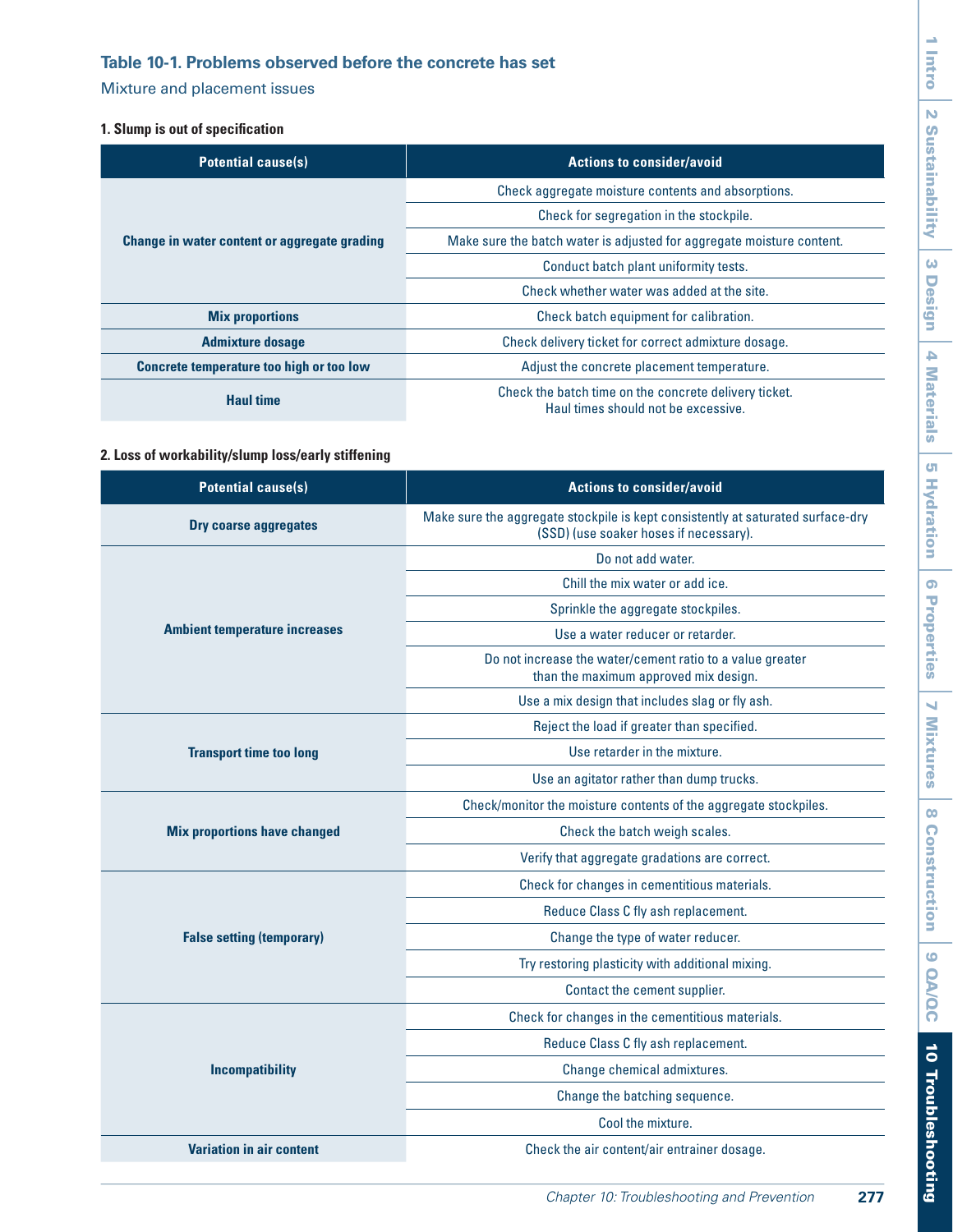## Table 10-1. Problems observed before the concrete has set

Mixture and placement issues

### 1. Slump is out of specification

| Potential cause(s) | Actions to consider/avoid |
| --- | --- |
| Change in water content or aggregate grading | Check aggregate moisture contents and absorptions. |
| | Check for segregation in the stockpile. |
| | Make sure the batch water is adjusted for aggregate moisture content. |
| | Conduct batch plant uniformity tests. |
| | Check whether water was added at the site. |
| Mix proportions | Check batch equipment for calibration. |
| Admixture dosage | Check delivery ticket for correct admixture dosage. |
| Concrete temperature too high or too low | Adjust the concrete placement temperature. |
| Haul time | Check the batch time on the concrete delivery ticket. Haul times should not be excessive. |

### 2. Loss of workability/slump loss/early stiffening

| Potential cause(s) | Actions to consider/avoid |
| --- | --- |
| Dry coarse aggregates | Make sure the aggregate stockpile is kept consistently at saturated surface-dry (SSD) (use soaker hoses if necessary). |
| Ambient temperature increases | Do not add water. |
| | Chill the mix water or add ice. |
| | Sprinkle the aggregate stockpiles. |
| | Use a water reducer or retarder. |
| | Do not increase the water/cement ratio to a value greater than the maximum approved mix design. |
| | Use a mix design that includes slag or fly ash. |
| Transport time too long | Reject the load if greater than specified. |
| | Use retarder in the mixture. |
| | Use an agitator rather than dump trucks. |
| Mix proportions have changed | Check/monitor the moisture contents of the aggregate stockpiles. |
| | Check the batch weigh scales. |
| | Verify that aggregate gradations are correct. |
| False setting (temporary) | Check for changes in cementitious materials. |
| | Reduce Class C fly ash replacement. |
| | Change the type of water reducer. |
| | Try restoring plasticity with additional mixing. |
| | Contact the cement supplier. |
| Incompatibility | Check for changes in the cementitious materials. |
| | Reduce Class C fly ash replacement. |
| | Change chemical admixtures. |
| | Change the batching sequence. |
| | Cool the mixture. |
| Variation in air content | Check the air content/air entrainer dosage. |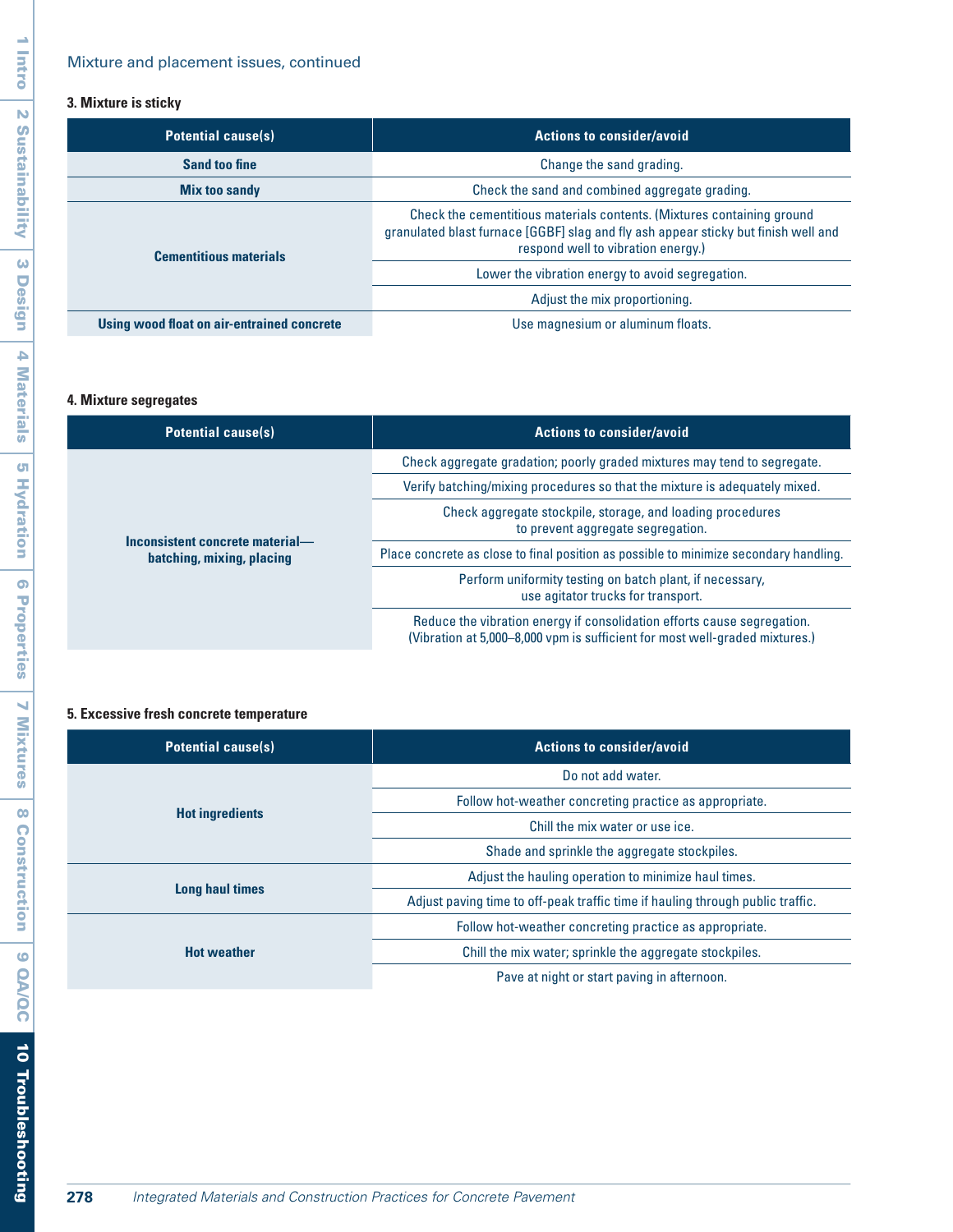Mixture and placement issues, continued

### 3. Mixture is sticky

| Potential cause(s) | Actions to consider/avoid |
|---|---|
| Sand too fine | Change the sand grading. |
| Mix too sandy | Check the sand and combined aggregate grading. |
| Cementitious materials | Check the cementitious materials contents. (Mixtures containing ground granulated blast furnace [GGBF] slag and fly ash appear sticky but finish well and respond well to vibration energy.) |
| | Lower the vibration energy to avoid segregation. |
| | Adjust the mix proportioning. |
| Using wood float on air-entrained concrete | Use magnesium or aluminum floats. |

### 4. Mixture segregates

| Potential cause(s) | Actions to consider/avoid |
|---|---|
| Inconsistent concrete material—batching, mixing, placing | Check aggregate gradation; poorly graded mixtures may tend to segregate. |
| | Verify batching/mixing procedures so that the mixture is adequately mixed. |
| | Check aggregate stockpile, storage, and loading procedures to prevent aggregate segregation. |
| | Place concrete as close to final position as possible to minimize secondary handling. |
| | Perform uniformity testing on batch plant, if necessary, use agitator trucks for transport. |
| | Reduce the vibration energy if consolidation efforts cause segregation. (Vibration at 5,000–8,000 vpm is sufficient for most well-graded mixtures.) |

### 5. Excessive fresh concrete temperature

| Potential cause(s) | Actions to consider/avoid |
|---|---|
| Hot ingredients | Do not add water. |
| | Follow hot-weather concreting practice as appropriate. |
| | Chill the mix water or use ice. |
| | Shade and sprinkle the aggregate stockpiles. |
| Long haul times | Adjust the hauling operation to minimize haul times. |
| | Adjust paving time to off-peak traffic time if hauling through public traffic. |
| Hot weather | Follow hot-weather concreting practice as appropriate. |
| | Chill the mix water; sprinkle the aggregate stockpiles. |
| | Pave at night or start paving in afternoon. |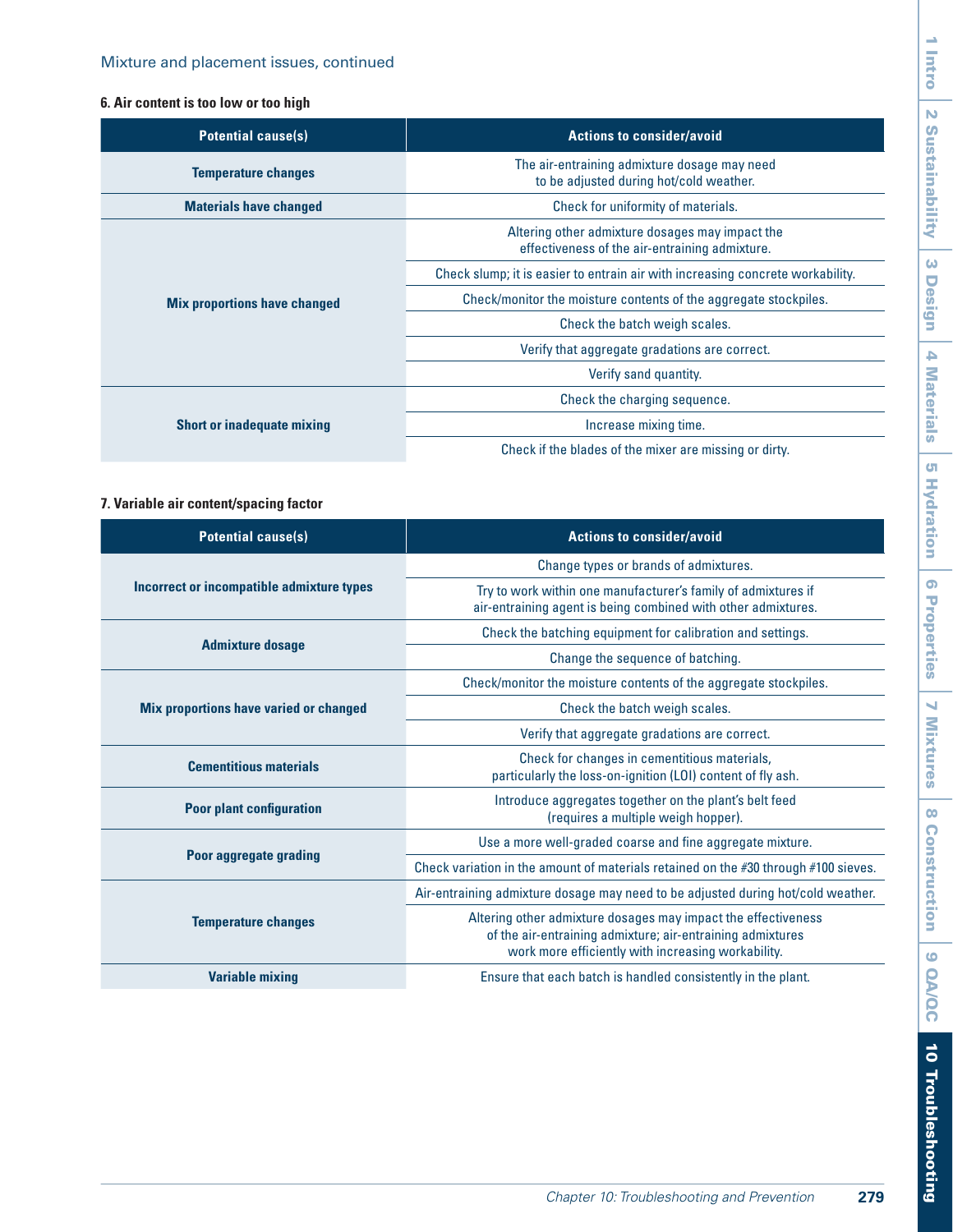Mixture and placement issues, continued

**6. Air content is too low or too high**

| Potential cause(s) | Actions to consider/avoid |
| --- | --- |
| **Temperature changes** | The air-entraining admixture dosage may need to be adjusted during hot/cold weather. |
| **Materials have changed** | Check for uniformity of materials. |
| **Mix proportions have changed** | Altering other admixture dosages may impact the effectiveness of the air-entraining admixture. |
| | Check slump; it is easier to entrain air with increasing concrete workability. |
| | Check/monitor the moisture contents of the aggregate stockpiles. |
| | Check the batch weigh scales. |
| | Verify that aggregate gradations are correct. |
| | Verify sand quantity. |
| **Short or inadequate mixing** | Check the charging sequence. |
| | Increase mixing time. |
| | Check if the blades of the mixer are missing or dirty. |

**7. Variable air content/spacing factor**

| Potential cause(s) | Actions to consider/avoid |
| --- | --- |
| **Incorrect or incompatible admixture types** | Change types or brands of admixtures. |
| | Try to work within one manufacturer's family of admixtures if air-entraining agent is being combined with other admixtures. |
| **Admixture dosage** | Check the batching equipment for calibration and settings. |
| | Change the sequence of batching. |
| **Mix proportions have varied or changed** | Check/monitor the moisture contents of the aggregate stockpiles. |
| | Check the batch weigh scales. |
| | Verify that aggregate gradations are correct. |
| **Cementitious materials** | Check for changes in cementitious materials, particularly the loss-on-ignition (LOI) content of fly ash. |
| **Poor plant configuration** | Introduce aggregates together on the plant's belt feed (requires a multiple weigh hopper). |
| **Poor aggregate grading** | Use a more well-graded coarse and fine aggregate mixture. |
| | Check variation in the amount of materials retained on the #30 through #100 sieves. |
| **Temperature changes** | Air-entraining admixture dosage may need to be adjusted during hot/cold weather. |
| | Altering other admixture dosages may impact the effectiveness of the air-entraining admixture; air-entraining admixtures work more efficiently with increasing workability. |
| **Variable mixing** | Ensure that each batch is handled consistently in the plant. |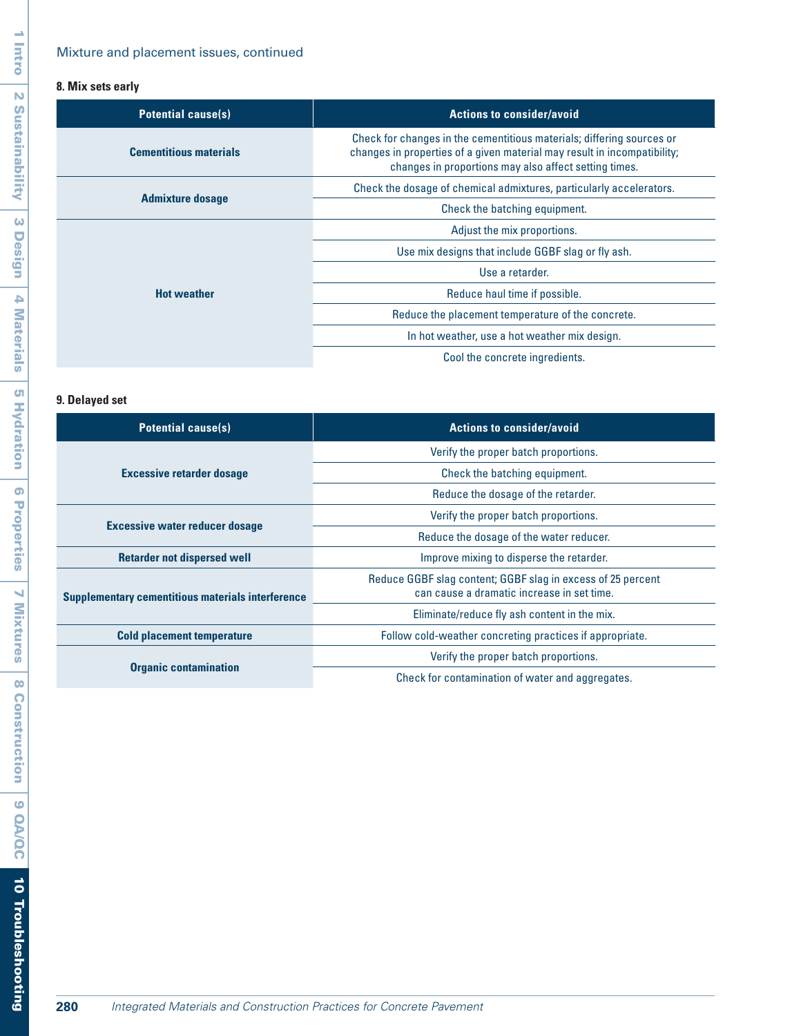Mixture and placement issues, continued

**8. Mix sets early**

| Potential cause(s) | Actions to consider/avoid |
| --- | --- |
| **Cementitious materials** | Check for changes in the cementitious materials; differing sources or changes in properties of a given material may result in incompatibility; changes in proportions may also affect setting times. |
| **Admixture dosage** | Check the dosage of chemical admixtures, particularly accelerators. |
| | Check the batching equipment. |
| **Hot weather** | Adjust the mix proportions. |
| | Use mix designs that include GGBF slag or fly ash. |
| | Use a retarder. |
| | Reduce haul time if possible. |
| | Reduce the placement temperature of the concrete. |
| | In hot weather, use a hot weather mix design. |
| | Cool the concrete ingredients. |

**9. Delayed set**

| Potential cause(s) | Actions to consider/avoid |
| --- | --- |
| **Excessive retarder dosage** | Verify the proper batch proportions. |
| | Check the batching equipment. |
| | Reduce the dosage of the retarder. |
| **Excessive water reducer dosage** | Verify the proper batch proportions. |
| | Reduce the dosage of the water reducer. |
| **Retarder not dispersed well** | Improve mixing to disperse the retarder. |
| **Supplementary cementitious materials interference** | Reduce GGBF slag content; GGBF slag in excess of 25 percent can cause a dramatic increase in set time. |
| | Eliminate/reduce fly ash content in the mix. |
| **Cold placement temperature** | Follow cold-weather concreting practices if appropriate. |
| **Organic contamination** | Verify the proper batch proportions. |
| | Check for contamination of water and aggregates. |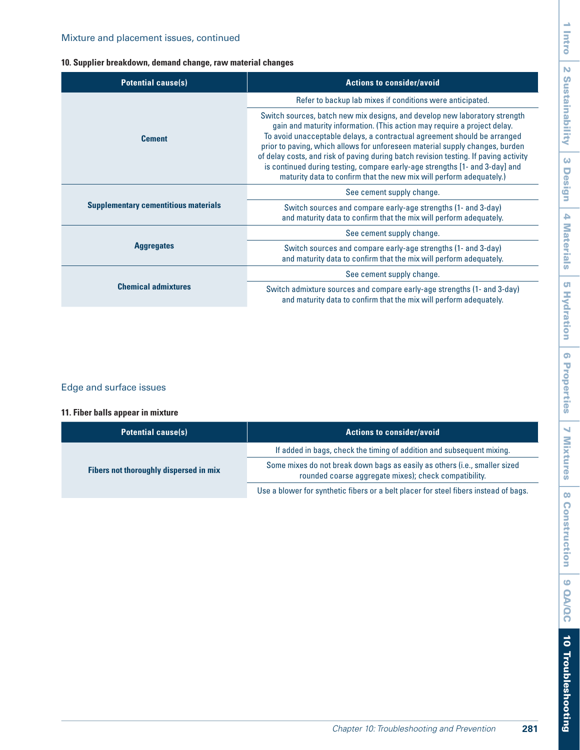## Mixture and placement issues, continued

### 10. Supplier breakdown, demand change, raw material changes

| Potential cause(s) | Actions to consider/avoid |
|---|---|
| Cement | Refer to backup lab mixes if conditions were anticipated. |
| | Switch sources, batch new mix designs, and develop new laboratory strength gain and maturity information. (This action may require a project delay. To avoid unacceptable delays, a contractual agreement should be arranged prior to paving, which allows for unforeseen material supply changes, burden of delay costs, and risk of paving during batch revision testing. If paving activity is continued during testing, compare early-age strengths [1- and 3-day] and maturity data to confirm that the new mix will perform adequately.) |
| Supplementary cementitious materials | See cement supply change. |
| | Switch sources and compare early-age strengths (1- and 3-day) and maturity data to confirm that the mix will perform adequately. |
| Aggregates | See cement supply change. |
| | Switch sources and compare early-age strengths (1- and 3-day) and maturity data to confirm that the mix will perform adequately. |
| Chemical admixtures | See cement supply change. |
| | Switch admixture sources and compare early-age strengths (1- and 3-day) and maturity data to confirm that the mix will perform adequately. |

## Edge and surface issues

### 11. Fiber balls appear in mixture

| Potential cause(s) | Actions to consider/avoid |
|---|---|
| Fibers not thoroughly dispersed in mix | If added in bags, check the timing of addition and subsequent mixing. |
| | Some mixes do not break down bags as easily as others (i.e., smaller sized rounded coarse aggregate mixes); check compatibility. |
| | Use a blower for synthetic fibers or a belt placer for steel fibers instead of bags. |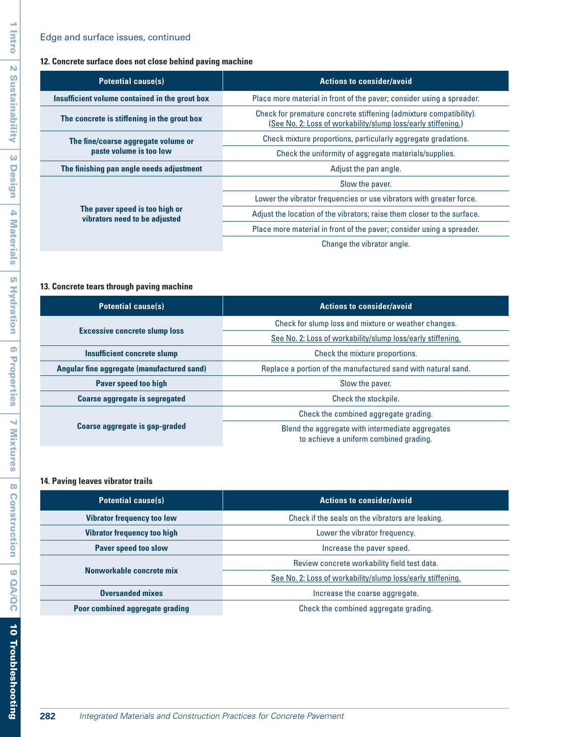Edge and surface issues, continued

**12. Concrete surface does not close behind paving machine**

| Potential cause(s) | Actions to consider/avoid |
|---|---|
| Insufficient volume contained in the grout box | Place more material in front of the paver; consider using a spreader. |
| The concrete is stiffening in the grout box | Check for premature concrete stiffening (admixture compatibility). (See No. 2: Loss of workability/slump loss/early stiffening.) |
| The fine/coarse aggregate volume or paste volume is too low | Check mixture proportions, particularly aggregate gradations. |
| | Check the uniformity of aggregate materials/supplies. |
| The finishing pan angle needs adjustment | Adjust the pan angle. |
| The paver speed is too high or vibrators need to be adjusted | Slow the paver. |
| | Lower the vibrator frequencies or use vibrators with greater force. |
| | Adjust the location of the vibrators; raise them closer to the surface. |
| | Place more material in front of the paver; consider using a spreader. |
| | Change the vibrator angle. |

**13. Concrete tears through paving machine**

| Potential cause(s) | Actions to consider/avoid |
|---|---|
| Excessive concrete slump loss | Check for slump loss and mixture or weather changes. |
| | See No. 2: Loss of workability/slump loss/early stiffening. |
| Insufficient concrete slump | Check the mixture proportions. |
| Angular fine aggregate (manufactured sand) | Replace a portion of the manufactured sand with natural sand. |
| Paver speed too high | Slow the paver. |
| Coarse aggregate is segregated | Check the stockpile. |
| Coarse aggregate is gap-graded | Check the combined aggregate grading. |
| | Blend the aggregate with intermediate aggregates to achieve a uniform combined grading. |

**14. Paving leaves vibrator trails**

| Potential cause(s) | Actions to consider/avoid |
|---|---|
| Vibrator frequency too low | Check if the seals on the vibrators are leaking. |
| Vibrator frequency too high | Lower the vibrator frequency. |
| Paver speed too slow | Increase the paver speed. |
| Nonworkable concrete mix | Review concrete workability field test data. |
| | See No. 2: Loss of workability/slump loss/early stiffening. |
| Oversanded mixes | Increase the coarse aggregate. |
| Poor combined aggregate grading | Check the combined aggregate grading. |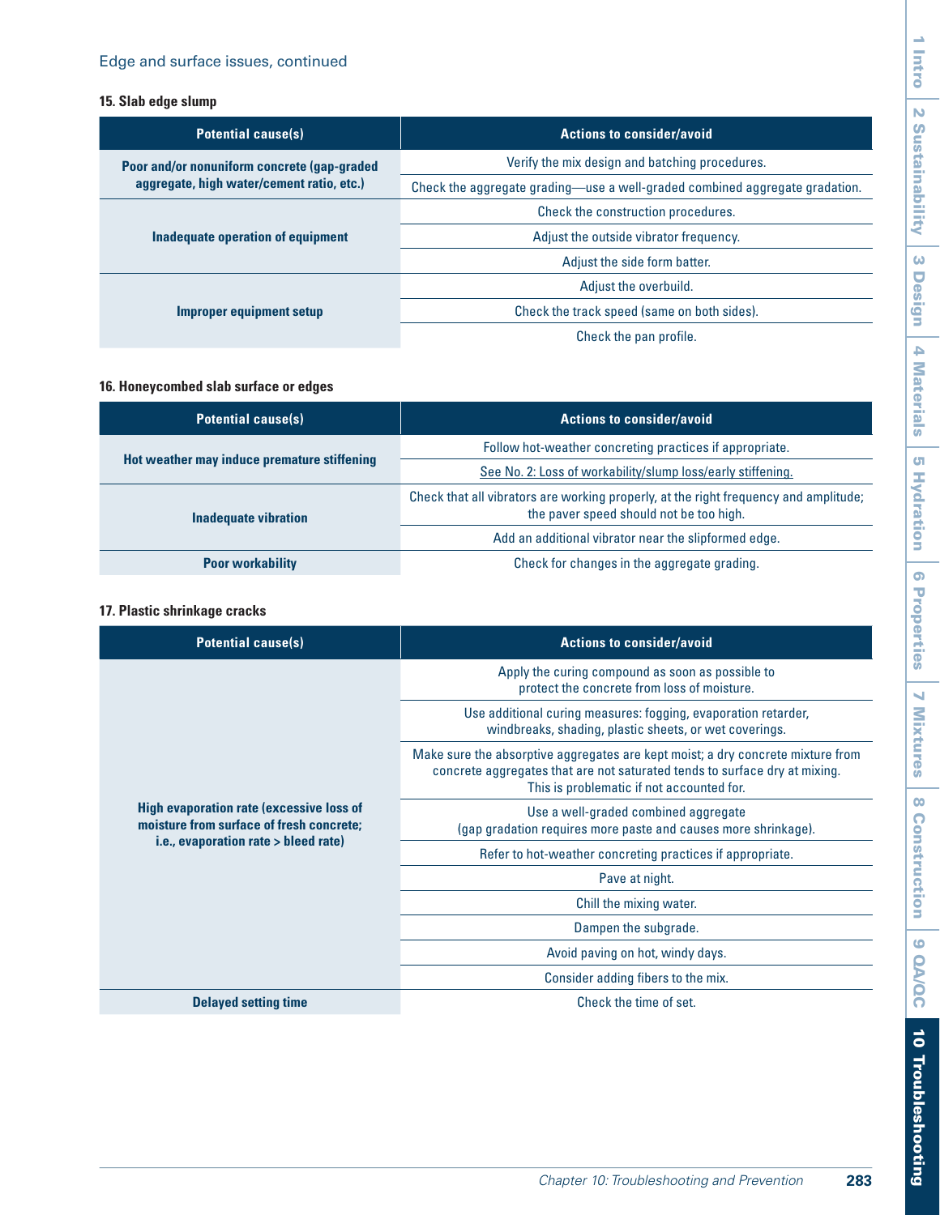Edge and surface issues, continued

### 15. Slab edge slump

| Potential cause(s) | Actions to consider/avoid |
|---|---|
| Poor and/or nonuniform concrete (gap-graded aggregate, high water/cement ratio, etc.) | Verify the mix design and batching procedures. |
| | Check the aggregate grading—use a well-graded combined aggregate gradation. |
| Inadequate operation of equipment | Check the construction procedures. |
| | Adjust the outside vibrator frequency. |
| | Adjust the side form batter. |
| Improper equipment setup | Adjust the overbuild. |
| | Check the track speed (same on both sides). |
| | Check the pan profile. |

### 16. Honeycombed slab surface or edges

| Potential cause(s) | Actions to consider/avoid |
|---|---|
| Hot weather may induce premature stiffening | Follow hot-weather concreting practices if appropriate. |
| | See No. 2: Loss of workability/slump loss/early stiffening. |
| Inadequate vibration | Check that all vibrators are working properly, at the right frequency and amplitude; the paver speed should not be too high. |
| | Add an additional vibrator near the slipformed edge. |
| Poor workability | Check for changes in the aggregate grading. |

### 17. Plastic shrinkage cracks

| Potential cause(s) | Actions to consider/avoid |
|---|---|
| High evaporation rate (excessive loss of moisture from surface of fresh concrete; i.e., evaporation rate > bleed rate) | Apply the curing compound as soon as possible to protect the concrete from loss of moisture. |
| | Use additional curing measures: fogging, evaporation retarder, windbreaks, shading, plastic sheets, or wet coverings. |
| | Make sure the absorptive aggregates are kept moist; a dry concrete mixture from concrete aggregates that are not saturated tends to surface dry at mixing. This is problematic if not accounted for. |
| | Use a well-graded combined aggregate (gap gradation requires more paste and causes more shrinkage). |
| | Refer to hot-weather concreting practices if appropriate. |
| | Pave at night. |
| | Chill the mixing water. |
| | Dampen the subgrade. |
| | Avoid paving on hot, windy days. |
| | Consider adding fibers to the mix. |
| Delayed setting time | Check the time of set. |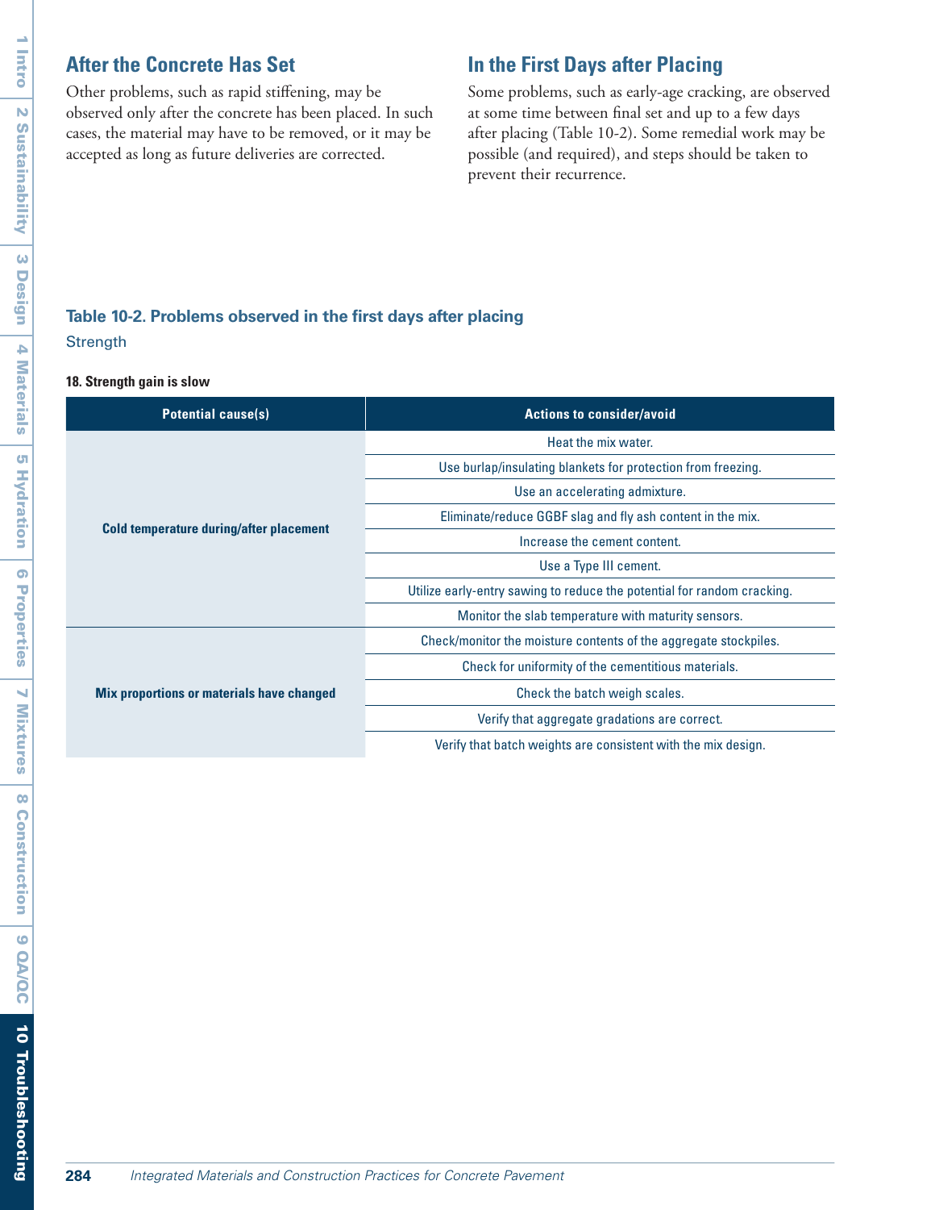## After the Concrete Has Set

Other problems, such as rapid stiffening, may be observed only after the concrete has been placed. In such cases, the material may have to be removed, or it may be accepted as long as future deliveries are corrected.

## In the First Days after Placing

Some problems, such as early-age cracking, are observed at some time between final set and up to a few days after placing (Table 10-2). Some remedial work may be possible (and required), and steps should be taken to prevent their recurrence.

### Table 10-2. Problems observed in the first days after placing

Strength

**18. Strength gain is slow**

| Potential cause(s) | Actions to consider/avoid |
|---|---|
| **Cold temperature during/after placement** | Heat the mix water. |
| | Use burlap/insulating blankets for protection from freezing. |
| | Use an accelerating admixture. |
| | Eliminate/reduce GGBF slag and fly ash content in the mix. |
| | Increase the cement content. |
| | Use a Type III cement. |
| | Utilize early-entry sawing to reduce the potential for random cracking. |
| | Monitor the slab temperature with maturity sensors. |
| **Mix proportions or materials have changed** | Check/monitor the moisture contents of the aggregate stockpiles. |
| | Check for uniformity of the cementitious materials. |
| | Check the batch weigh scales. |
| | Verify that aggregate gradations are correct. |
| | Verify that batch weights are consistent with the mix design. |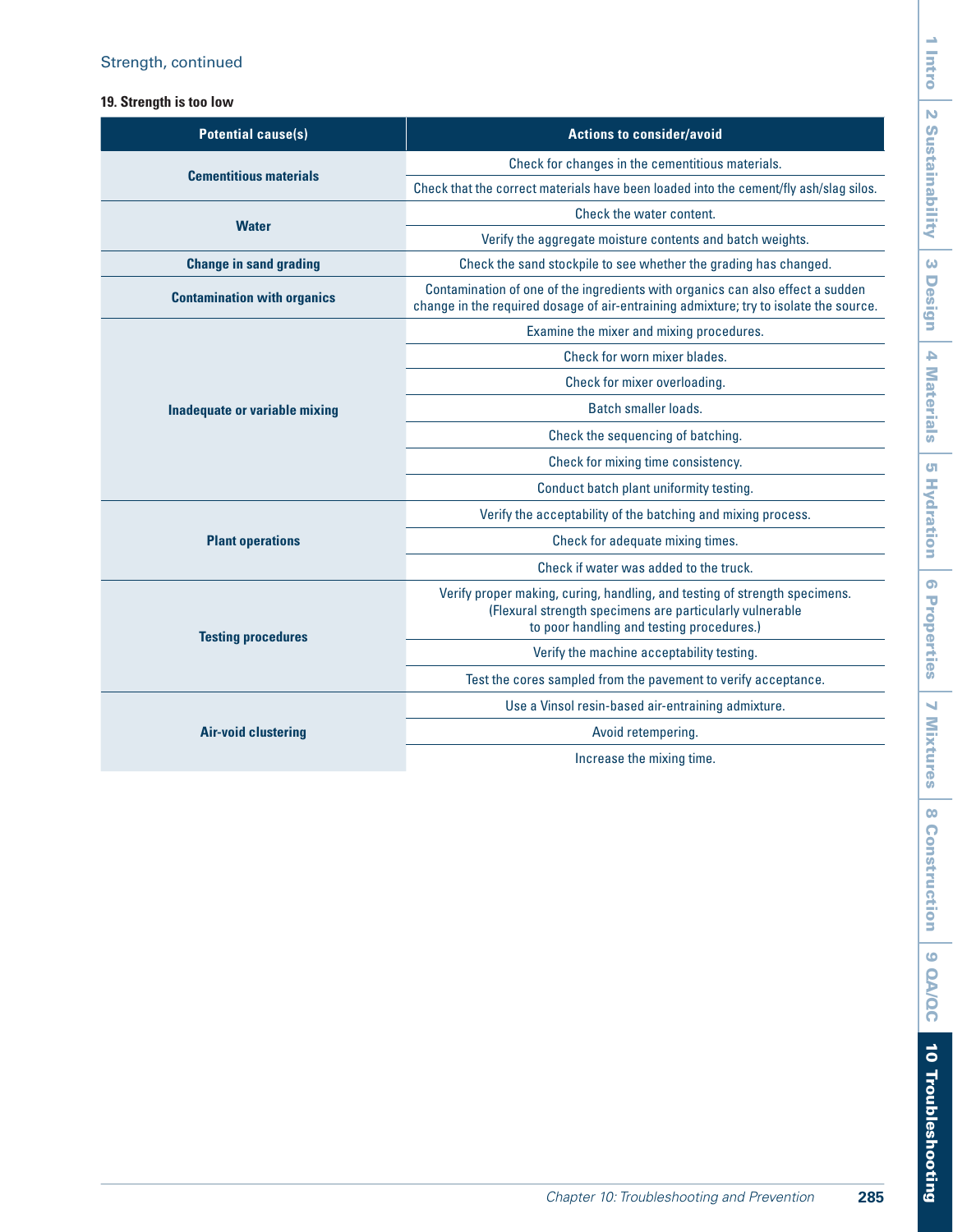Strength, continued

### 19. Strength is too low

| Potential cause(s) | Actions to consider/avoid |
|---|---|
| Cementitious materials | Check for changes in the cementitious materials. |
| | Check that the correct materials have been loaded into the cement/fly ash/slag silos. |
| Water | Check the water content. |
| | Verify the aggregate moisture contents and batch weights. |
| Change in sand grading | Check the sand stockpile to see whether the grading has changed. |
| Contamination with organics | Contamination of one of the ingredients with organics can also effect a sudden change in the required dosage of air-entraining admixture; try to isolate the source. |
| Inadequate or variable mixing | Examine the mixer and mixing procedures. |
| | Check for worn mixer blades. |
| | Check for mixer overloading. |
| | Batch smaller loads. |
| | Check the sequencing of batching. |
| | Check for mixing time consistency. |
| | Conduct batch plant uniformity testing. |
| Plant operations | Verify the acceptability of the batching and mixing process. |
| | Check for adequate mixing times. |
| | Check if water was added to the truck. |
| Testing procedures | Verify proper making, curing, handling, and testing of strength specimens. (Flexural strength specimens are particularly vulnerable to poor handling and testing procedures.) |
| | Verify the machine acceptability testing. |
| | Test the cores sampled from the pavement to verify acceptance. |
| Air-void clustering | Use a Vinsol resin-based air-entraining admixture. |
| | Avoid retempering. |
| | Increase the mixing time. |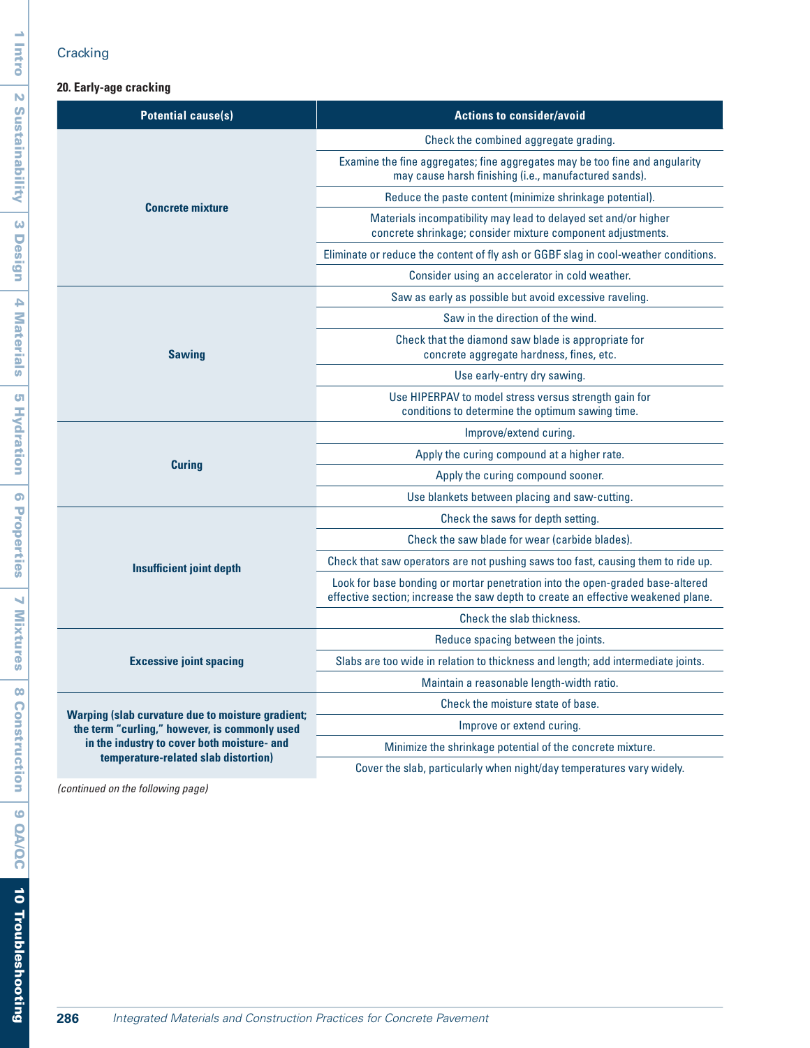Cracking

### 20. Early-age cracking

| Potential cause(s) | Actions to consider/avoid |
|---|---|
| **Concrete mixture** | Check the combined aggregate grading. |
| | Examine the fine aggregates; fine aggregates may be too fine and angularity may cause harsh finishing (i.e., manufactured sands). |
| | Reduce the paste content (minimize shrinkage potential). |
| | Materials incompatibility may lead to delayed set and/or higher concrete shrinkage; consider mixture component adjustments. |
| | Eliminate or reduce the content of fly ash or GGBF slag in cool-weather conditions. |
| | Consider using an accelerator in cold weather. |
| **Sawing** | Saw as early as possible but avoid excessive raveling. |
| | Saw in the direction of the wind. |
| | Check that the diamond saw blade is appropriate for concrete aggregate hardness, fines, etc. |
| | Use early-entry dry sawing. |
| | Use HIPERPAV to model stress versus strength gain for conditions to determine the optimum sawing time. |
| **Curing** | Improve/extend curing. |
| | Apply the curing compound at a higher rate. |
| | Apply the curing compound sooner. |
| | Use blankets between placing and saw-cutting. |
| **Insufficient joint depth** | Check the saws for depth setting. |
| | Check the saw blade for wear (carbide blades). |
| | Check that saw operators are not pushing saws too fast, causing them to ride up. |
| | Look for base bonding or mortar penetration into the open-graded base-altered effective section; increase the saw depth to create an effective weakened plane. |
| | Check the slab thickness. |
| **Excessive joint spacing** | Reduce spacing between the joints. |
| | Slabs are too wide in relation to thickness and length; add intermediate joints. |
| | Maintain a reasonable length-width ratio. |
| **Warping (slab curvature due to moisture gradient; the term "curling," however, is commonly used in the industry to cover both moisture- and temperature-related slab distortion)** | Check the moisture state of base. |
| | Improve or extend curing. |
| | Minimize the shrinkage potential of the concrete mixture. |
| | Cover the slab, particularly when night/day temperatures vary widely. |

*(continued on the following page)*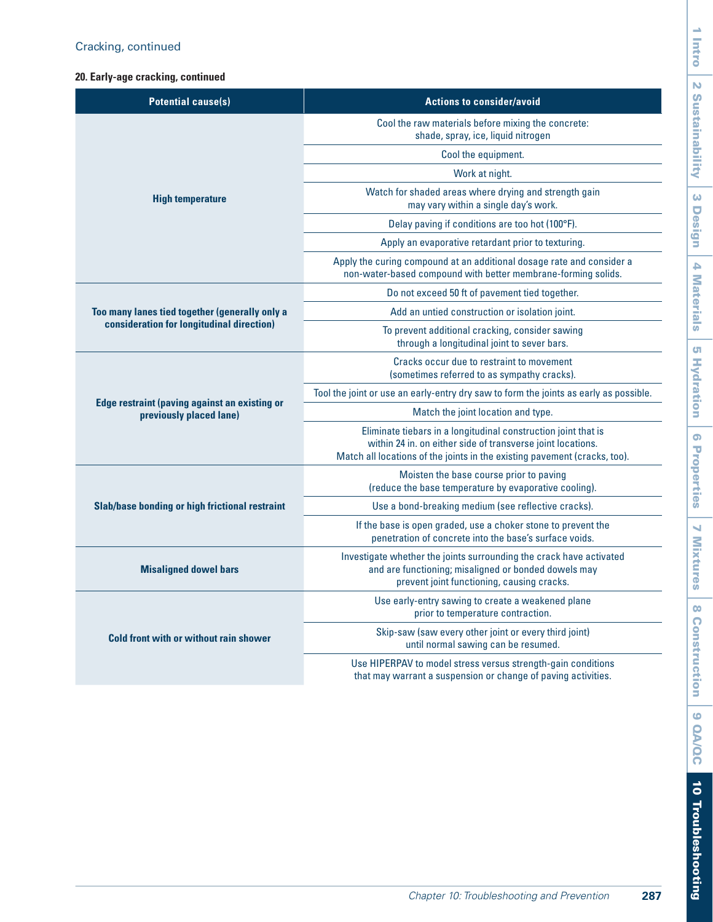Cracking, continued

**20. Early-age cracking, continued**

| Potential cause(s) | Actions to consider/avoid |
|---|---|
| **High temperature** | Cool the raw materials before mixing the concrete: shade, spray, ice, liquid nitrogen |
| | Cool the equipment. |
| | Work at night. |
| | Watch for shaded areas where drying and strength gain may vary within a single day's work. |
| | Delay paving if conditions are too hot (100°F). |
| | Apply an evaporative retardant prior to texturing. |
| | Apply the curing compound at an additional dosage rate and consider a non-water-based compound with better membrane-forming solids. |
| **Too many lanes tied together (generally only a consideration for longitudinal direction)** | Do not exceed 50 ft of pavement tied together. |
| | Add an untied construction or isolation joint. |
| | To prevent additional cracking, consider sawing through a longitudinal joint to sever bars. |
| **Edge restraint (paving against an existing or previously placed lane)** | Cracks occur due to restraint to movement (sometimes referred to as sympathy cracks). |
| | Tool the joint or use an early-entry dry saw to form the joints as early as possible. |
| | Match the joint location and type. |
| | Eliminate tiebars in a longitudinal construction joint that is within 24 in. on either side of transverse joint locations. Match all locations of the joints in the existing pavement (cracks, too). |
| **Slab/base bonding or high frictional restraint** | Moisten the base course prior to paving (reduce the base temperature by evaporative cooling). |
| | Use a bond-breaking medium (see reflective cracks). |
| | If the base is open graded, use a choker stone to prevent the penetration of concrete into the base's surface voids. |
| **Misaligned dowel bars** | Investigate whether the joints surrounding the crack have activated and are functioning; misaligned or bonded dowels may prevent joint functioning, causing cracks. |
| **Cold front with or without rain shower** | Use early-entry sawing to create a weakened plane prior to temperature contraction. |
| | Skip-saw (saw every other joint or every third joint) until normal sawing can be resumed. |
| | Use HIPERPAV to model stress versus strength-gain conditions that may warrant a suspension or change of paving activities. |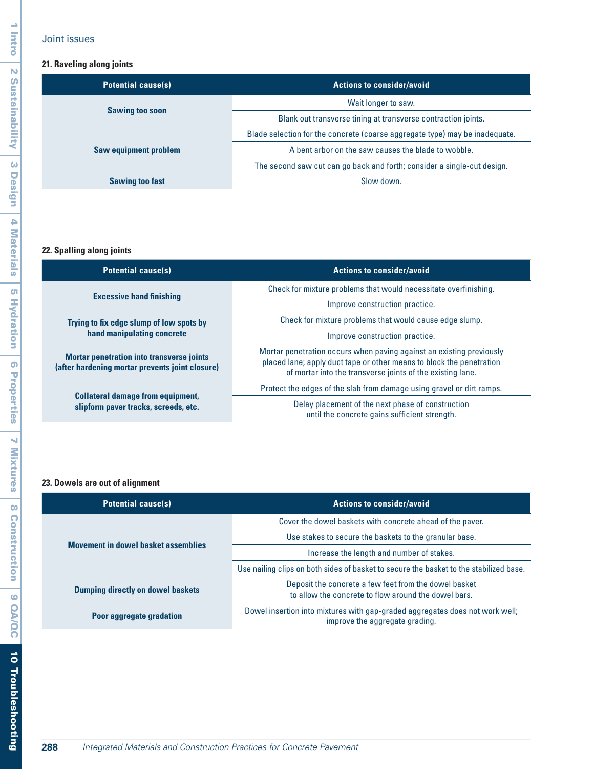## Joint issues

### 21. Raveling along joints

| Potential cause(s) | Actions to consider/avoid |
|---|---|
| Sawing too soon | Wait longer to saw. |
| | Blank out transverse tining at transverse contraction joints. |
| Saw equipment problem | Blade selection for the concrete (coarse aggregate type) may be inadequate. |
| | A bent arbor on the saw causes the blade to wobble. |
| | The second saw cut can go back and forth; consider a single-cut design. |
| Sawing too fast | Slow down. |

### 22. Spalling along joints

| Potential cause(s) | Actions to consider/avoid |
|---|---|
| Excessive hand finishing | Check for mixture problems that would necessitate overfinishing. |
| | Improve construction practice. |
| Trying to fix edge slump of low spots by hand manipulating concrete | Check for mixture problems that would cause edge slump. |
| | Improve construction practice. |
| Mortar penetration into transverse joints (after hardening mortar prevents joint closure) | Mortar penetration occurs when paving against an existing previously placed lane; apply duct tape or other means to block the penetration of mortar into the transverse joints of the existing lane. |
| Collateral damage from equipment, slipform paver tracks, screeds, etc. | Protect the edges of the slab from damage using gravel or dirt ramps. |
| | Delay placement of the next phase of construction until the concrete gains sufficient strength. |

### 23. Dowels are out of alignment

| Potential cause(s) | Actions to consider/avoid |
|---|---|
| Movement in dowel basket assemblies | Cover the dowel baskets with concrete ahead of the paver. |
| | Use stakes to secure the baskets to the granular base. |
| | Increase the length and number of stakes. |
| | Use nailing clips on both sides of basket to secure the basket to the stabilized base. |
| Dumping directly on dowel baskets | Deposit the concrete a few feet from the dowel basket to allow the concrete to flow around the dowel bars. |
| Poor aggregate gradation | Dowel insertion into mixtures with gap-graded aggregates does not work well; improve the aggregate grading. |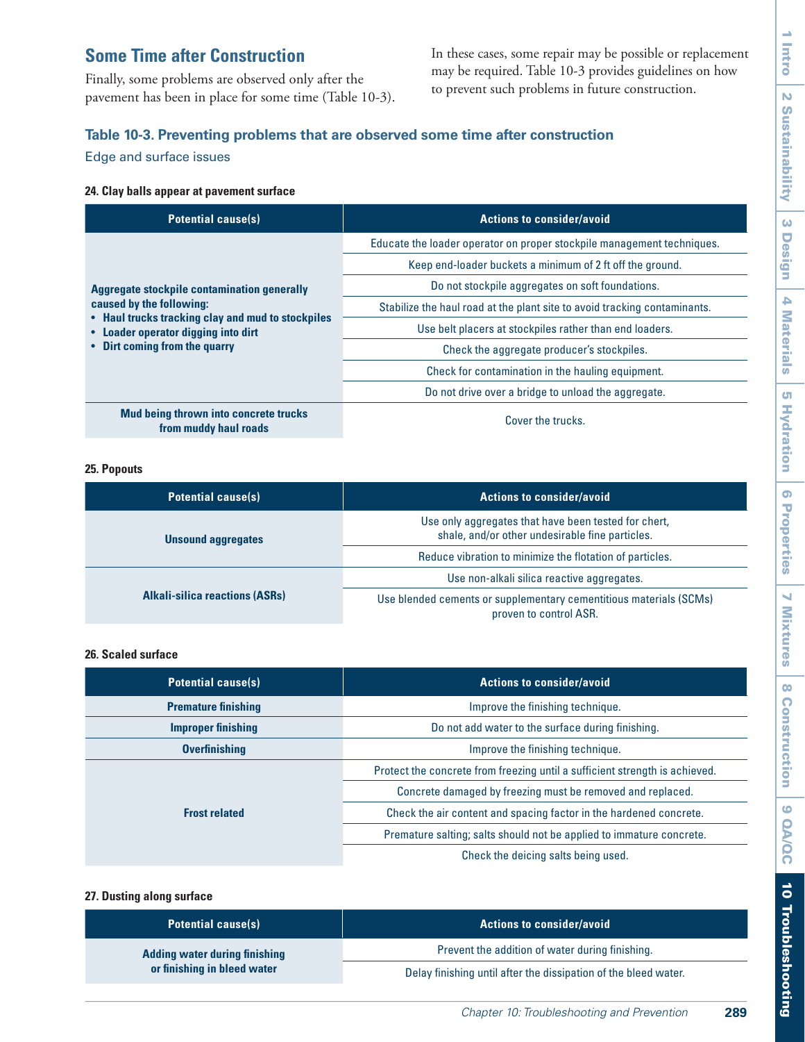## Some Time after Construction

Finally, some problems are observed only after the pavement has been in place for some time (Table 10-3). In these cases, some repair may be possible or replacement may be required. Table 10-3 provides guidelines on how to prevent such problems in future construction.

### Table 10-3. Preventing problems that are observed some time after construction

Edge and surface issues

**24. Clay balls appear at pavement surface**

| Potential cause(s) | Actions to consider/avoid |
|---|---|
| **Aggregate stockpile contamination generally caused by the following:** • Haul trucks tracking clay and mud to stockpiles • Loader operator digging into dirt • Dirt coming from the quarry | Educate the loader operator on proper stockpile management techniques. |
| | Keep end-loader buckets a minimum of 2 ft off the ground. |
| | Do not stockpile aggregates on soft foundations. |
| | Stabilize the haul road at the plant site to avoid tracking contaminants. |
| | Use belt placers at stockpiles rather than end loaders. |
| | Check the aggregate producer's stockpiles. |
| | Check for contamination in the hauling equipment. |
| | Do not drive over a bridge to unload the aggregate. |
| **Mud being thrown into concrete trucks from muddy haul roads** | Cover the trucks. |

**25. Popouts**

| Potential cause(s) | Actions to consider/avoid |
|---|---|
| **Unsound aggregates** | Use only aggregates that have been tested for chert, shale, and/or other undesirable fine particles. |
| | Reduce vibration to minimize the flotation of particles. |
| **Alkali-silica reactions (ASRs)** | Use non-alkali silica reactive aggregates. |
| | Use blended cements or supplementary cementitious materials (SCMs) proven to control ASR. |

**26. Scaled surface**

| Potential cause(s) | Actions to consider/avoid |
|---|---|
| **Premature finishing** | Improve the finishing technique. |
| **Improper finishing** | Do not add water to the surface during finishing. |
| **Overfinishing** | Improve the finishing technique. |
| **Frost related** | Protect the concrete from freezing until a sufficient strength is achieved. |
| | Concrete damaged by freezing must be removed and replaced. |
| | Check the air content and spacing factor in the hardened concrete. |
| | Premature salting; salts should not be applied to immature concrete. |
| | Check the deicing salts being used. |

**27. Dusting along surface**

| Potential cause(s) | Actions to consider/avoid |
|---|---|
| **Adding water during finishing or finishing in bleed water** | Prevent the addition of water during finishing. |
| | Delay finishing until after the dissipation of the bleed water. |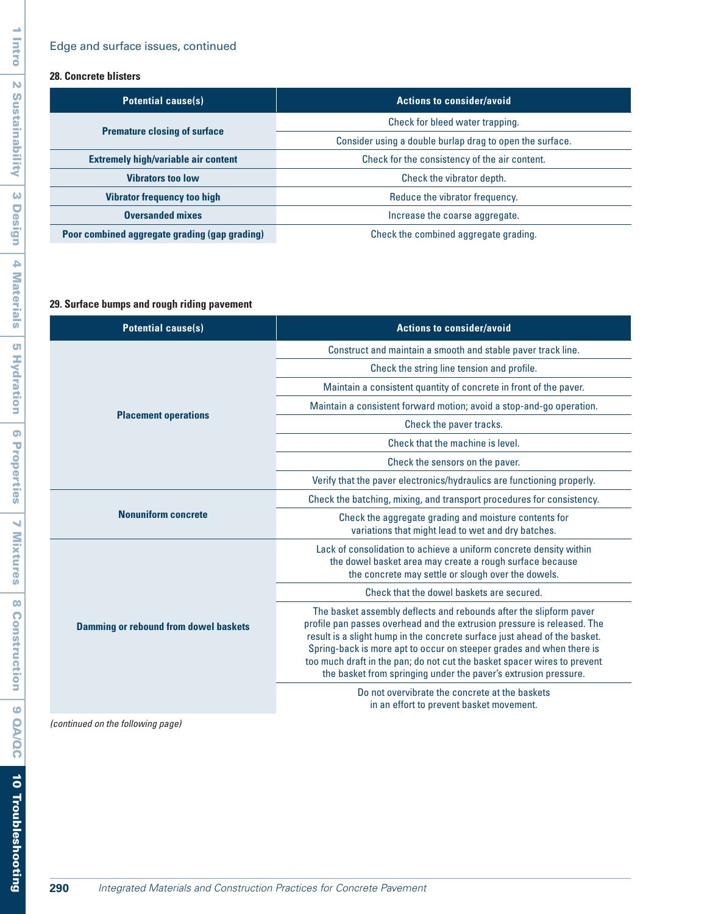Edge and surface issues, continued

### 28. Concrete blisters

| Potential cause(s) | Actions to consider/avoid |
|---|---|
| **Premature closing of surface** | Check for bleed water trapping. |
| | Consider using a double burlap drag to open the surface. |
| **Extremely high/variable air content** | Check for the consistency of the air content. |
| **Vibrators too low** | Check the vibrator depth. |
| **Vibrator frequency too high** | Reduce the vibrator frequency. |
| **Oversanded mixes** | Increase the coarse aggregate. |
| **Poor combined aggregate grading (gap grading)** | Check the combined aggregate grading. |

### 29. Surface bumps and rough riding pavement

| Potential cause(s) | Actions to consider/avoid |
|---|---|
| **Placement operations** | Construct and maintain a smooth and stable paver track line. |
| | Check the string line tension and profile. |
| | Maintain a consistent quantity of concrete in front of the paver. |
| | Maintain a consistent forward motion; avoid a stop-and-go operation. |
| | Check the paver tracks. |
| | Check that the machine is level. |
| | Check the sensors on the paver. |
| | Verify that the paver electronics/hydraulics are functioning properly. |
| **Nonuniform concrete** | Check the batching, mixing, and transport procedures for consistency. |
| | Check the aggregate grading and moisture contents for variations that might lead to wet and dry batches. |
| **Damming or rebound from dowel baskets** | Lack of consolidation to achieve a uniform concrete density within the dowel basket area may create a rough surface because the concrete may settle or slough over the dowels. |
| | Check that the dowel baskets are secured. |
| | The basket assembly deflects and rebounds after the slipform paver profile pan passes overhead and the extrusion pressure is released. The result is a slight hump in the concrete surface just ahead of the basket. Spring-back is more apt to occur on steeper grades and when there is too much draft in the pan; do not cut the basket spacer wires to prevent the basket from springing under the paver's extrusion pressure. |
| | Do not overvibrate the concrete at the baskets in an effort to prevent basket movement. |

*(continued on the following page)*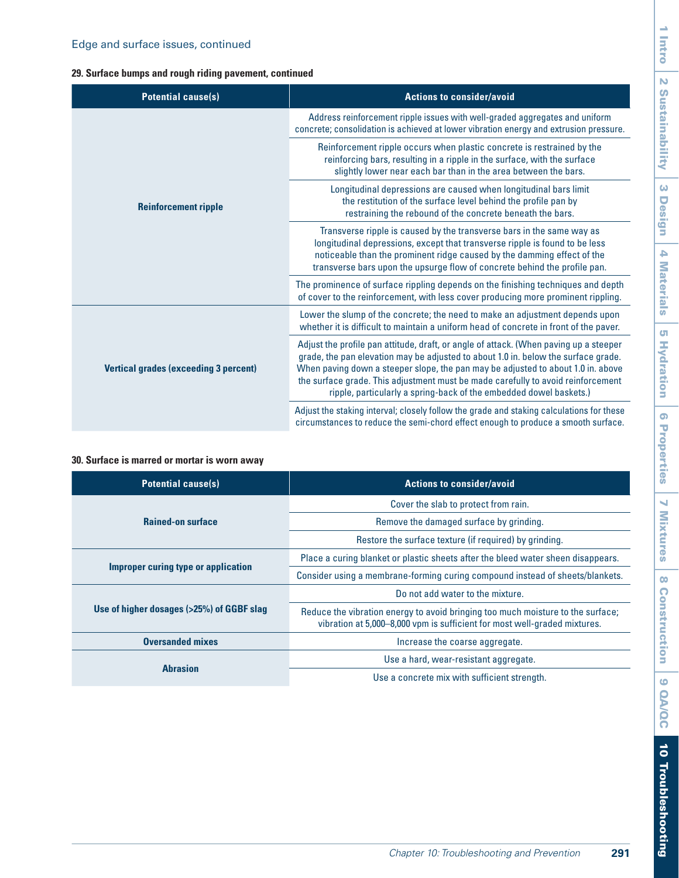Edge and surface issues, continued

### 29. Surface bumps and rough riding pavement, continued

| Potential cause(s) | Actions to consider/avoid |
|---|---|
| **Reinforcement ripple** | Address reinforcement ripple issues with well-graded aggregates and uniform concrete; consolidation is achieved at lower vibration energy and extrusion pressure. |
| | Reinforcement ripple occurs when plastic concrete is restrained by the reinforcing bars, resulting in a ripple in the surface, with the surface slightly lower near each bar than in the area between the bars. |
| | Longitudinal depressions are caused when longitudinal bars limit the restitution of the surface level behind the profile pan by restraining the rebound of the concrete beneath the bars. |
| | Transverse ripple is caused by the transverse bars in the same way as longitudinal depressions, except that transverse ripple is found to be less noticeable than the prominent ridge caused by the damming effect of the transverse bars upon the upsurge flow of concrete behind the profile pan. |
| | The prominence of surface rippling depends on the finishing techniques and depth of cover to the reinforcement, with less cover producing more prominent rippling. |
| **Vertical grades (exceeding 3 percent)** | Lower the slump of the concrete; the need to make an adjustment depends upon whether it is difficult to maintain a uniform head of concrete in front of the paver. |
| | Adjust the profile pan attitude, draft, or angle of attack. (When paving up a steeper grade, the pan elevation may be adjusted to about 1.0 in. below the surface grade. When paving down a steeper slope, the pan may be adjusted to about 1.0 in. above the surface grade. This adjustment must be made carefully to avoid reinforcement ripple, particularly a spring-back of the embedded dowel baskets.) |
| | Adjust the staking interval; closely follow the grade and staking calculations for these circumstances to reduce the semi-chord effect enough to produce a smooth surface. |

### 30. Surface is marred or mortar is worn away

| Potential cause(s) | Actions to consider/avoid |
|---|---|
| **Rained-on surface** | Cover the slab to protect from rain. |
| | Remove the damaged surface by grinding. |
| | Restore the surface texture (if required) by grinding. |
| **Improper curing type or application** | Place a curing blanket or plastic sheets after the bleed water sheen disappears. |
| | Consider using a membrane-forming curing compound instead of sheets/blankets. |
| **Use of higher dosages (>25%) of GGBF slag** | Do not add water to the mixture. |
| | Reduce the vibration energy to avoid bringing too much moisture to the surface; vibration at 5,000–8,000 vpm is sufficient for most well-graded mixtures. |
| **Oversanded mixes** | Increase the coarse aggregate. |
| **Abrasion** | Use a hard, wear-resistant aggregate. |
| | Use a concrete mix with sufficient strength. |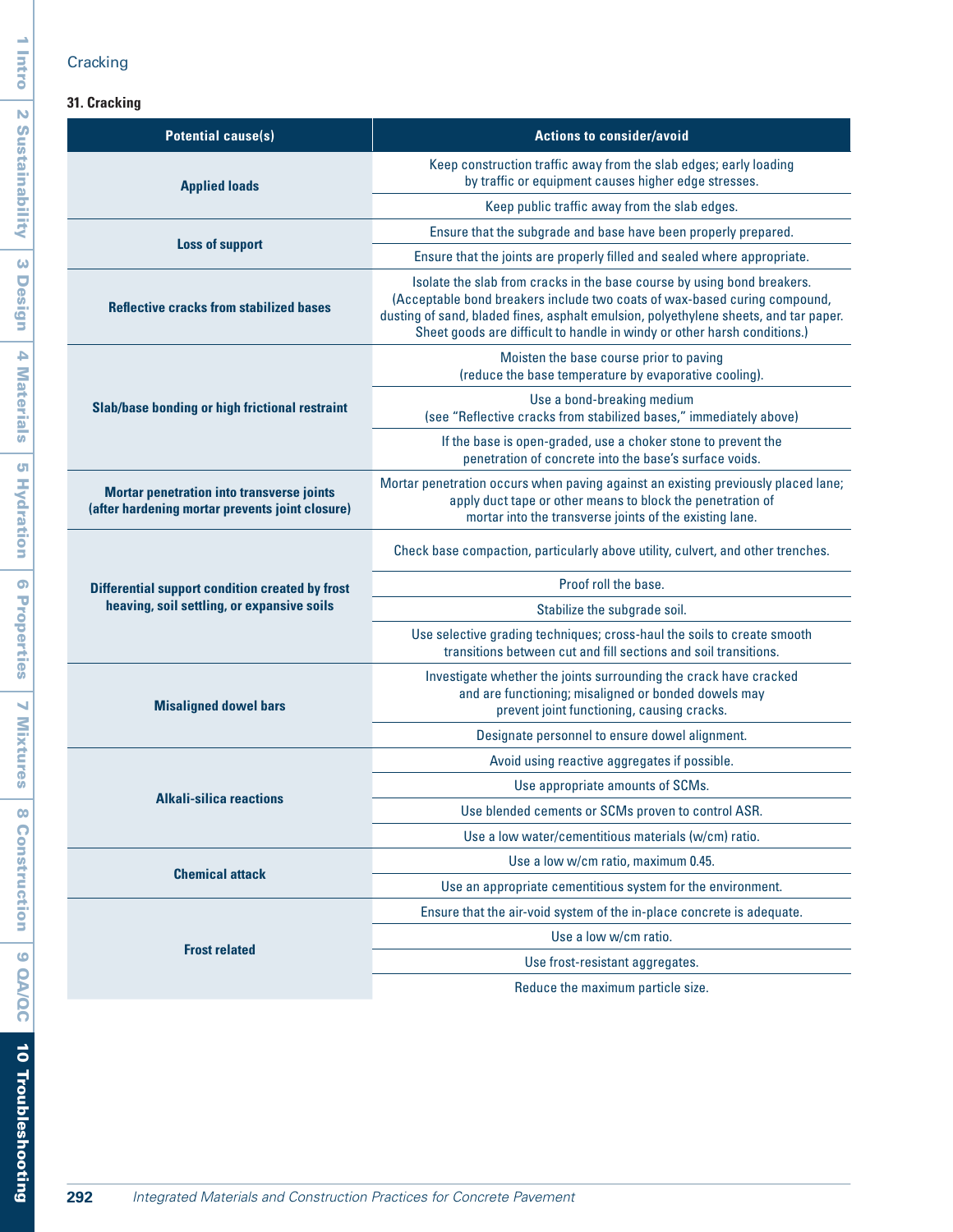Cracking

**31. Cracking**

| Potential cause(s) | Actions to consider/avoid |
|---|---|
| **Applied loads** | Keep construction traffic away from the slab edges; early loading by traffic or equipment causes higher edge stresses. |
| | Keep public traffic away from the slab edges. |
| **Loss of support** | Ensure that the subgrade and base have been properly prepared. |
| | Ensure that the joints are properly filled and sealed where appropriate. |
| **Reflective cracks from stabilized bases** | Isolate the slab from cracks in the base course by using bond breakers. (Acceptable bond breakers include two coats of wax-based curing compound, dusting of sand, bladed fines, asphalt emulsion, polyethylene sheets, and tar paper. Sheet goods are difficult to handle in windy or other harsh conditions.) |
| **Slab/base bonding or high frictional restraint** | Moisten the base course prior to paving (reduce the base temperature by evaporative cooling). |
| | Use a bond-breaking medium (see "Reflective cracks from stabilized bases," immediately above) |
| | If the base is open-graded, use a choker stone to prevent the penetration of concrete into the base's surface voids. |
| **Mortar penetration into transverse joints (after hardening mortar prevents joint closure)** | Mortar penetration occurs when paving against an existing previously placed lane; apply duct tape or other means to block the penetration of mortar into the transverse joints of the existing lane. |
| **Differential support condition created by frost heaving, soil settling, or expansive soils** | Check base compaction, particularly above utility, culvert, and other trenches. |
| | Proof roll the base. |
| | Stabilize the subgrade soil. |
| | Use selective grading techniques; cross-haul the soils to create smooth transitions between cut and fill sections and soil transitions. |
| **Misaligned dowel bars** | Investigate whether the joints surrounding the crack have cracked and are functioning; misaligned or bonded dowels may prevent joint functioning, causing cracks. |
| | Designate personnel to ensure dowel alignment. |
| **Alkali-silica reactions** | Avoid using reactive aggregates if possible. |
| | Use appropriate amounts of SCMs. |
| | Use blended cements or SCMs proven to control ASR. |
| | Use a low water/cementitious materials (w/cm) ratio. |
| **Chemical attack** | Use a low w/cm ratio, maximum 0.45. |
| | Use an appropriate cementitious system for the environment. |
| **Frost related** | Ensure that the air-void system of the in-place concrete is adequate. |
| | Use a low w/cm ratio. |
| | Use frost-resistant aggregates. |
| | Reduce the maximum particle size. |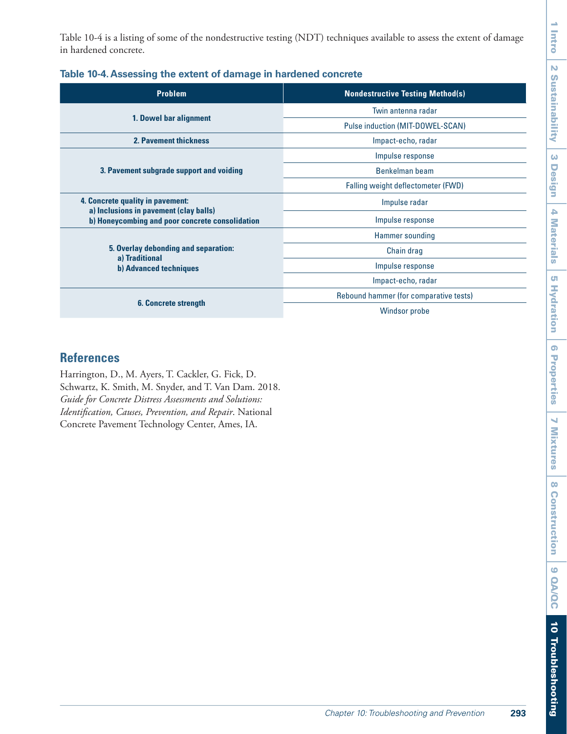Table 10-4 is a listing of some of the nondestructive testing (NDT) techniques available to assess the extent of damage in hardened concrete.

**Table 10-4. Assessing the extent of damage in hardened concrete**

| Problem | Nondestructive Testing Method(s) |
|---|---|
| 1. Dowel bar alignment | Twin antenna radar |
| | Pulse induction (MIT-DOWEL-SCAN) |
| 2. Pavement thickness | Impact-echo, radar |
| 3. Pavement subgrade support and voiding | Impulse response |
| | Benkelman beam |
| | Falling weight deflectometer (FWD) |
| 4. Concrete quality in pavement: a) Inclusions in pavement (clay balls) b) Honeycombing and poor concrete consolidation | Impulse radar |
| | Impulse response |
| 5. Overlay debonding and separation: a) Traditional b) Advanced techniques | Hammer sounding |
| | Chain drag |
| | Impulse response |
| | Impact-echo, radar |
| 6. Concrete strength | Rebound hammer (for comparative tests) |
| | Windsor probe |

## References

Harrington, D., M. Ayers, T. Cackler, G. Fick, D. Schwartz, K. Smith, M. Snyder, and T. Van Dam. 2018. *Guide for Concrete Distress Assessments and Solutions: Identification, Causes, Prevention, and Repair*. National Concrete Pavement Technology Center, Ames, IA.